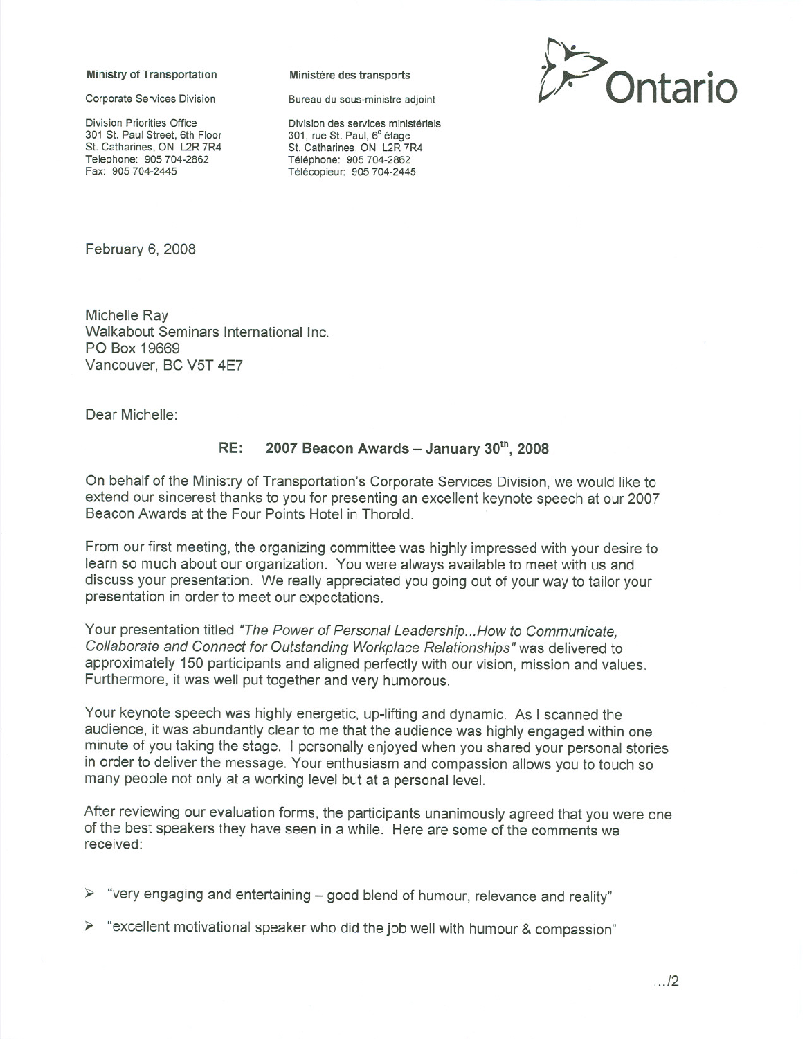**Ministry of Transportation**

Corporate Services Division

Division Priorities Office
301 St. Paul Street, 6th Floor
St. Catharines, ON L2R 7R4
Telephone: 905 704-2862
Fax: 905 704-2445

**Ministère des transports**

Bureau du sous-ministre adjoint

Division des services ministériels
301, rue St. Paul, 6e étage
St. Catharines, ON L2R 7R4
Téléphone: 905 704-2862
Télécopieur: 905 704-2445

Ontario

February 6, 2008

Michelle Ray
Walkabout Seminars International Inc.
PO Box 19669
Vancouver, BC V5T 4E7

Dear Michelle:

**RE: 2007 Beacon Awards – January 30th, 2008**

On behalf of the Ministry of Transportation's Corporate Services Division, we would like to extend our sincerest thanks to you for presenting an excellent keynote speech at our 2007 Beacon Awards at the Four Points Hotel in Thorold.

From our first meeting, the organizing committee was highly impressed with your desire to learn so much about our organization. You were always available to meet with us and discuss your presentation. We really appreciated you going out of your way to tailor your presentation in order to meet our expectations.

Your presentation titled *"The Power of Personal Leadership...How to Communicate, Collaborate and Connect for Outstanding Workplace Relationships"* was delivered to approximately 150 participants and aligned perfectly with our vision, mission and values. Furthermore, it was well put together and very humorous.

Your keynote speech was highly energetic, up-lifting and dynamic. As I scanned the audience, it was abundantly clear to me that the audience was highly engaged within one minute of you taking the stage. I personally enjoyed when you shared your personal stories in order to deliver the message. Your enthusiasm and compassion allows you to touch so many people not only at a working level but at a personal level.

After reviewing our evaluation forms, the participants unanimously agreed that you were one of the best speakers they have seen in a while. Here are some of the comments we received:

- "very engaging and entertaining – good blend of humour, relevance and reality"
- "excellent motivational speaker who did the job well with humour & compassion"

.../2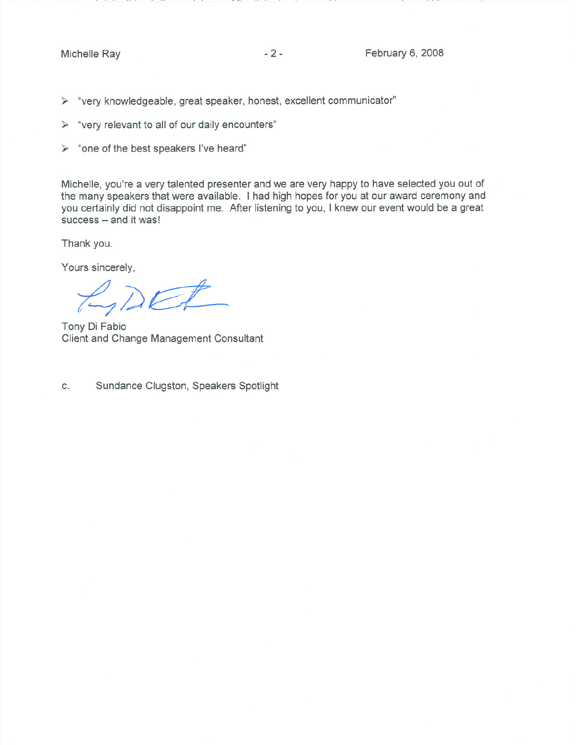- "very knowledgeable, great speaker, honest, excellent communicator"
- "very relevant to all of our daily encounters"
- "one of the best speakers I've heard"

Michelle, you're a very talented presenter and we are very happy to have selected you out of the many speakers that were available. I had high hopes for you at our award ceremony and you certainly did not disappoint me. After listening to you, I knew our event would be a great success – and it was!

Thank you.

Yours sincerely,

Tony Di Fabio
Client and Change Management Consultant

c. Sundance Clugston, Speakers Spotlight